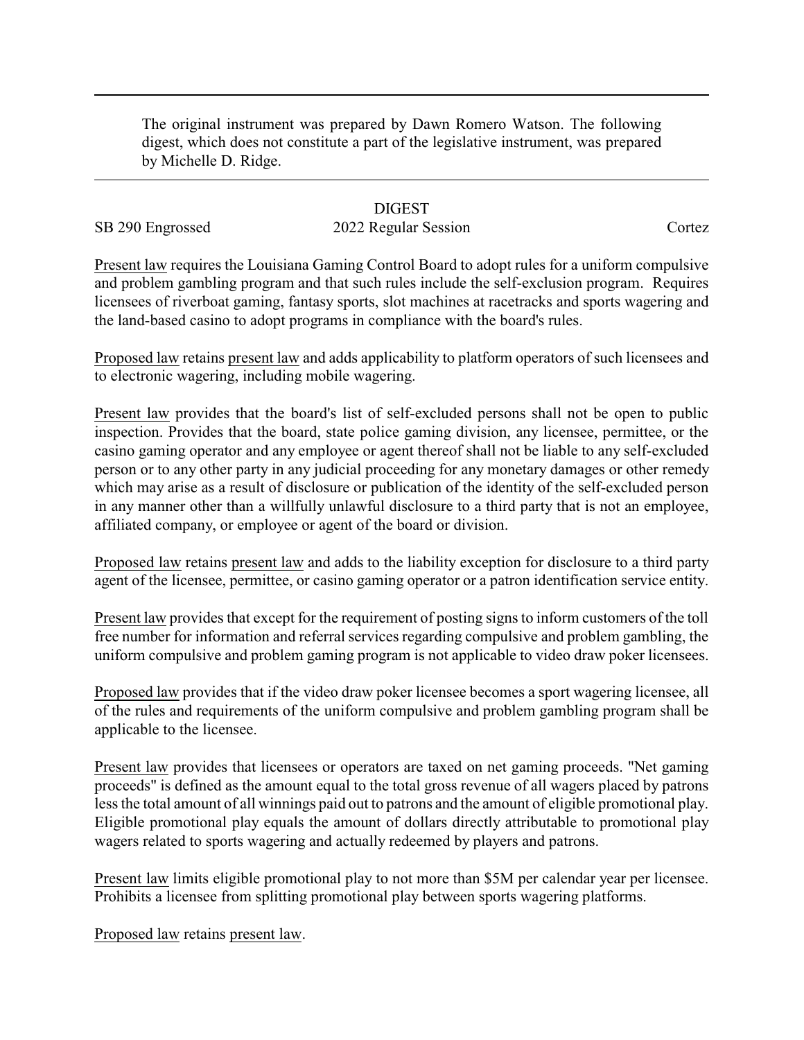The original instrument was prepared by Dawn Romero Watson. The following digest, which does not constitute a part of the legislative instrument, was prepared by Michelle D. Ridge.

# DIGEST

SB 290 Engrossed — 2022 Regular Session — Cortez

Present law requires the Louisiana Gaming Control Board to adopt rules for a uniform compulsive and problem gambling program and that such rules include the self-exclusion program. Requires licensees of riverboat gaming, fantasy sports, slot machines at racetracks and sports wagering and the land-based casino to adopt programs in compliance with the board's rules.

Proposed law retains present law and adds applicability to platform operators of such licensees and to electronic wagering, including mobile wagering.

Present law provides that the board's list of self-excluded persons shall not be open to public inspection. Provides that the board, state police gaming division, any licensee, permittee, or the casino gaming operator and any employee or agent thereof shall not be liable to any self-excluded person or to any other party in any judicial proceeding for any monetary damages or other remedy which may arise as a result of disclosure or publication of the identity of the self-excluded person in any manner other than a willfully unlawful disclosure to a third party that is not an employee, affiliated company, or employee or agent of the board or division.

Proposed law retains present law and adds to the liability exception for disclosure to a third party agent of the licensee, permittee, or casino gaming operator or a patron identification service entity.

Present law provides that except for the requirement of posting signs to inform customers of the toll free number for information and referral services regarding compulsive and problem gambling, the uniform compulsive and problem gaming program is not applicable to video draw poker licensees.

Proposed law provides that if the video draw poker licensee becomes a sport wagering licensee, all of the rules and requirements of the uniform compulsive and problem gambling program shall be applicable to the licensee.

Present law provides that licensees or operators are taxed on net gaming proceeds. "Net gaming proceeds" is defined as the amount equal to the total gross revenue of all wagers placed by patrons less the total amount of all winnings paid out to patrons and the amount of eligible promotional play. Eligible promotional play equals the amount of dollars directly attributable to promotional play wagers related to sports wagering and actually redeemed by players and patrons.

Present law limits eligible promotional play to not more than $5M per calendar year per licensee. Prohibits a licensee from splitting promotional play between sports wagering platforms.

Proposed law retains present law.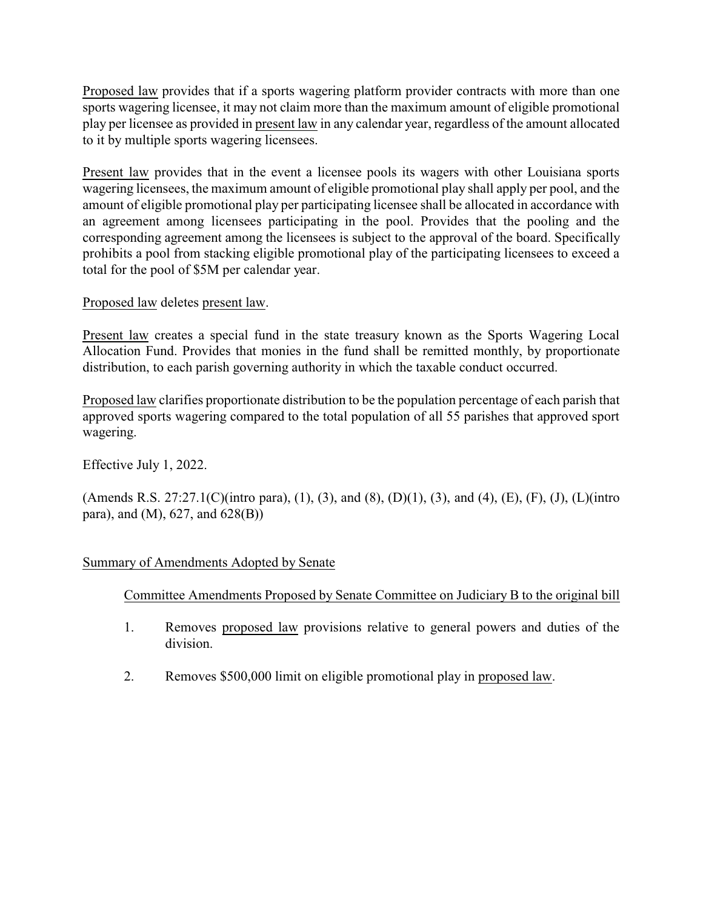Proposed law provides that if a sports wagering platform provider contracts with more than one sports wagering licensee, it may not claim more than the maximum amount of eligible promotional play per licensee as provided in present law in any calendar year, regardless of the amount allocated to it by multiple sports wagering licensees.

Present law provides that in the event a licensee pools its wagers with other Louisiana sports wagering licensees, the maximum amount of eligible promotional play shall apply per pool, and the amount of eligible promotional play per participating licensee shall be allocated in accordance with an agreement among licensees participating in the pool. Provides that the pooling and the corresponding agreement among the licensees is subject to the approval of the board. Specifically prohibits a pool from stacking eligible promotional play of the participating licensees to exceed a total for the pool of $5M per calendar year.

Proposed law deletes present law.

Present law creates a special fund in the state treasury known as the Sports Wagering Local Allocation Fund. Provides that monies in the fund shall be remitted monthly, by proportionate distribution, to each parish governing authority in which the taxable conduct occurred.

Proposed law clarifies proportionate distribution to be the population percentage of each parish that approved sports wagering compared to the total population of all 55 parishes that approved sport wagering.

Effective July 1, 2022.

(Amends R.S. 27:27.1(C)(intro para), (1), (3), and (8), (D)(1), (3), and (4), (E), (F), (J), (L)(intro para), and (M), 627, and 628(B))

## Summary of Amendments Adopted by Senate

### Committee Amendments Proposed by Senate Committee on Judiciary B to the original bill

1. Removes proposed law provisions relative to general powers and duties of the division.

2. Removes $500,000 limit on eligible promotional play in proposed law.